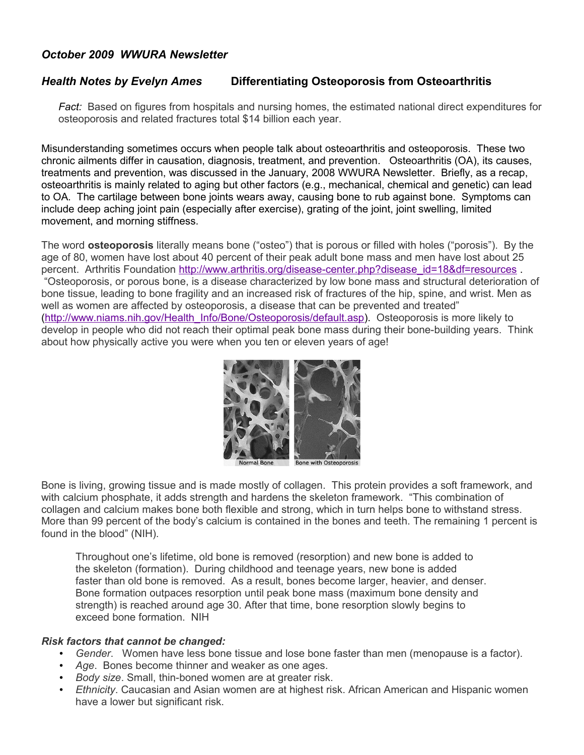*October 2009 WWURA Newsletter*

## *Health Notes by Evelyn Ames* **Differentiating Osteoporosis from Osteoarthritis**

> *Fact:* Based on figures from hospitals and nursing homes, the estimated national direct expenditures for osteoporosis and related fractures total $14 billion each year.

Misunderstanding sometimes occurs when people talk about osteoarthritis and osteoporosis. These two chronic ailments differ in causation, diagnosis, treatment, and prevention. Osteoarthritis (OA), its causes, treatments and prevention, was discussed in the January, 2008 WWURA Newsletter. Briefly, as a recap, osteoarthritis is mainly related to aging but other factors (e.g., mechanical, chemical and genetic) can lead to OA. The cartilage between bone joints wears away, causing bone to rub against bone. Symptoms can include deep aching joint pain (especially after exercise), grating of the joint, joint swelling, limited movement, and morning stiffness.

The word **osteoporosis** literally means bone ("osteo") that is porous or filled with holes ("porosis"). By the age of 80, women have lost about 40 percent of their peak adult bone mass and men have lost about 25 percent. Arthritis Foundation http://www.arthritis.org/disease-center.php?disease_id=18&df=resources . "Osteoporosis, or porous bone, is a disease characterized by low bone mass and structural deterioration of bone tissue, leading to bone fragility and an increased risk of fractures of the hip, spine, and wrist. Men as well as women are affected by osteoporosis, a disease that can be prevented and treated" (http://www.niams.nih.gov/Health_Info/Bone/Osteoporosis/default.asp). Osteoporosis is more likely to develop in people who did not reach their optimal peak bone mass during their bone-building years. Think about how physically active you were when you ten or eleven years of age!

Normal Bone | Bone with Osteoporosis

Bone is living, growing tissue and is made mostly of collagen. This protein provides a soft framework, and with calcium phosphate, it adds strength and hardens the skeleton framework. "This combination of collagen and calcium makes bone both flexible and strong, which in turn helps bone to withstand stress. More than 99 percent of the body's calcium is contained in the bones and teeth. The remaining 1 percent is found in the blood" (NIH).

> Throughout one's lifetime, old bone is removed (resorption) and new bone is added to the skeleton (formation). During childhood and teenage years, new bone is added faster than old bone is removed. As a result, bones become larger, heavier, and denser. Bone formation outpaces resorption until peak bone mass (maximum bone density and strength) is reached around age 30. After that time, bone resorption slowly begins to exceed bone formation. NIH

***Risk factors that cannot be changed:***

- *Gender*. Women have less bone tissue and lose bone faster than men (menopause is a factor).
- *Age*. Bones become thinner and weaker as one ages.
- *Body size*. Small, thin-boned women are at greater risk.
- *Ethnicity*. Caucasian and Asian women are at highest risk. African American and Hispanic women have a lower but significant risk.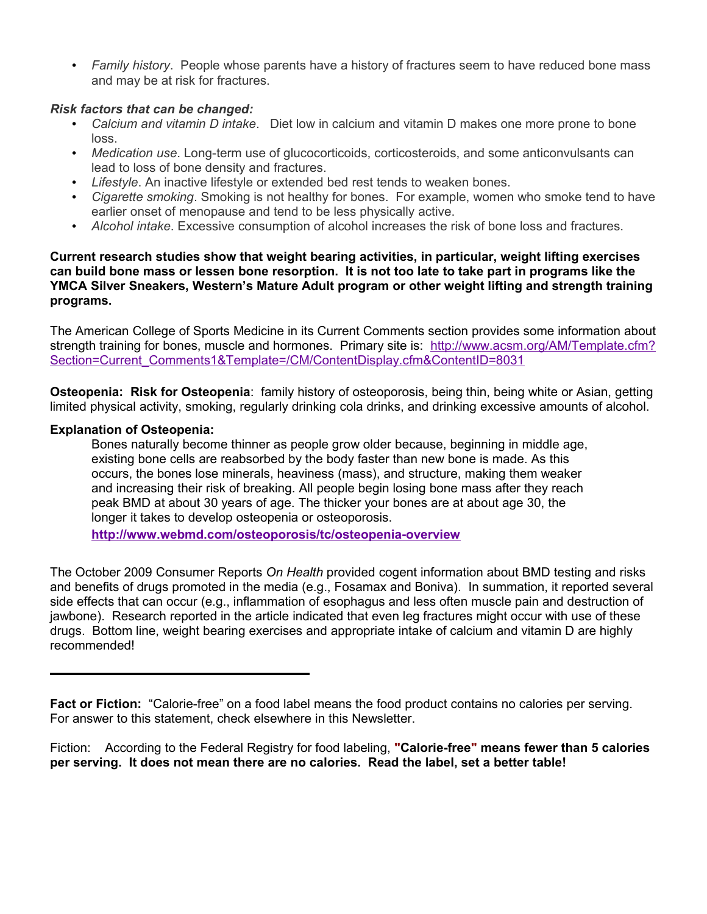- *Family history*. People whose parents have a history of fractures seem to have reduced bone mass and may be at risk for fractures.

***Risk factors that can be changed:***

- *Calcium and vitamin D intake*. Diet low in calcium and vitamin D makes one more prone to bone loss.
- *Medication use*. Long-term use of glucocorticoids, corticosteroids, and some anticonvulsants can lead to loss of bone density and fractures.
- *Lifestyle*. An inactive lifestyle or extended bed rest tends to weaken bones.
- *Cigarette smoking*. Smoking is not healthy for bones. For example, women who smoke tend to have earlier onset of menopause and tend to be less physically active.
- *Alcohol intake*. Excessive consumption of alcohol increases the risk of bone loss and fractures.

**Current research studies show that weight bearing activities, in particular, weight lifting exercises can build bone mass or lessen bone resorption. It is not too late to take part in programs like the YMCA Silver Sneakers, Western's Mature Adult program or other weight lifting and strength training programs.**

The American College of Sports Medicine in its Current Comments section provides some information about strength training for bones, muscle and hormones. Primary site is: [http://www.acsm.org/AM/Template.cfm?Section=Current_Comments1&Template=/CM/ContentDisplay.cfm&ContentID=8031](http://www.acsm.org/AM/Template.cfm?Section=Current_Comments1&Template=/CM/ContentDisplay.cfm&ContentID=8031)

**Osteopenia: Risk for Osteopenia**: family history of osteoporosis, being thin, being white or Asian, getting limited physical activity, smoking, regularly drinking cola drinks, and drinking excessive amounts of alcohol.

**Explanation of Osteopenia:**

> Bones naturally become thinner as people grow older because, beginning in middle age, existing bone cells are reabsorbed by the body faster than new bone is made. As this occurs, the bones lose minerals, heaviness (mass), and structure, making them weaker and increasing their risk of breaking. All people begin losing bone mass after they reach peak BMD at about 30 years of age. The thicker your bones are at about age 30, the longer it takes to develop osteopenia or osteoporosis.
>
> **[http://www.webmd.com/osteoporosis/tc/osteopenia-overview](http://www.webmd.com/osteoporosis/tc/osteopenia-overview)**

The October 2009 Consumer Reports *On Health* provided cogent information about BMD testing and risks and benefits of drugs promoted in the media (e.g., Fosamax and Boniva). In summation, it reported several side effects that can occur (e.g., inflammation of esophagus and less often muscle pain and destruction of jawbone). Research reported in the article indicated that even leg fractures might occur with use of these drugs. Bottom line, weight bearing exercises and appropriate intake of calcium and vitamin D are highly recommended!

---

**Fact or Fiction:** "Calorie-free" on a food label means the food product contains no calories per serving. For answer to this statement, check elsewhere in this Newsletter.

Fiction: According to the Federal Registry for food labeling, **"Calorie-free" means fewer than 5 calories per serving. It does not mean there are no calories. Read the label, set a better table!**